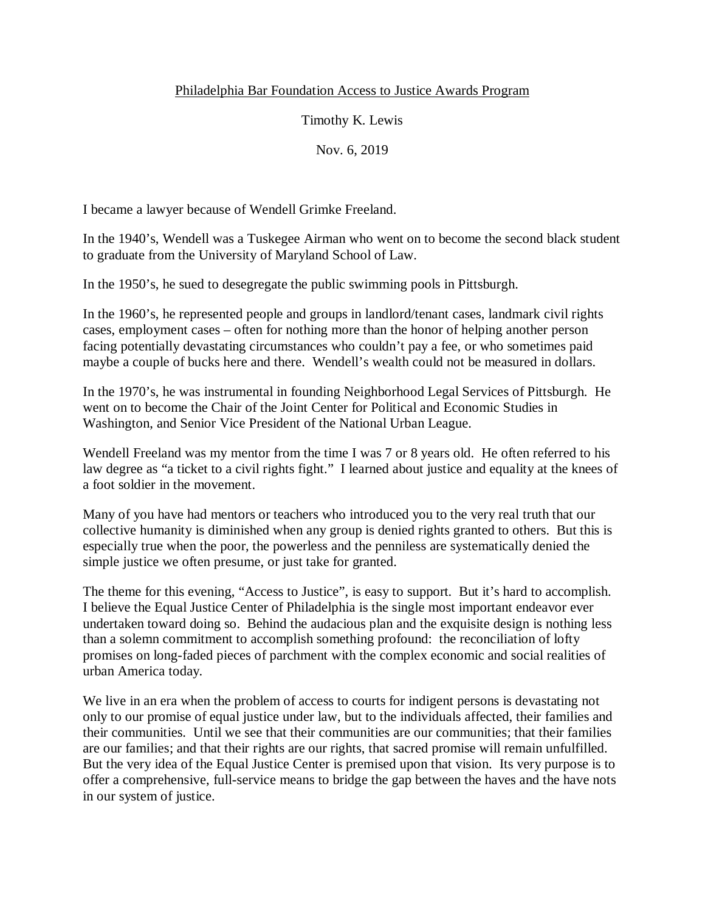<u>Philadelphia Bar Foundation Access to Justice Awards Program</u>

Timothy K. Lewis

Nov. 6, 2019

I became a lawyer because of Wendell Grimke Freeland.

In the 1940's, Wendell was a Tuskegee Airman who went on to become the second black student to graduate from the University of Maryland School of Law.

In the 1950's, he sued to desegregate the public swimming pools in Pittsburgh.

In the 1960's, he represented people and groups in landlord/tenant cases, landmark civil rights cases, employment cases – often for nothing more than the honor of helping another person facing potentially devastating circumstances who couldn't pay a fee, or who sometimes paid maybe a couple of bucks here and there. Wendell's wealth could not be measured in dollars.

In the 1970's, he was instrumental in founding Neighborhood Legal Services of Pittsburgh. He went on to become the Chair of the Joint Center for Political and Economic Studies in Washington, and Senior Vice President of the National Urban League.

Wendell Freeland was my mentor from the time I was 7 or 8 years old. He often referred to his law degree as "a ticket to a civil rights fight." I learned about justice and equality at the knees of a foot soldier in the movement.

Many of you have had mentors or teachers who introduced you to the very real truth that our collective humanity is diminished when any group is denied rights granted to others. But this is especially true when the poor, the powerless and the penniless are systematically denied the simple justice we often presume, or just take for granted.

The theme for this evening, "Access to Justice", is easy to support. But it's hard to accomplish. I believe the Equal Justice Center of Philadelphia is the single most important endeavor ever undertaken toward doing so. Behind the audacious plan and the exquisite design is nothing less than a solemn commitment to accomplish something profound: the reconciliation of lofty promises on long-faded pieces of parchment with the complex economic and social realities of urban America today.

We live in an era when the problem of access to courts for indigent persons is devastating not only to our promise of equal justice under law, but to the individuals affected, their families and their communities. Until we see that their communities are our communities; that their families are our families; and that their rights are our rights, that sacred promise will remain unfulfilled. But the very idea of the Equal Justice Center is premised upon that vision. Its very purpose is to offer a comprehensive, full-service means to bridge the gap between the haves and the have nots in our system of justice.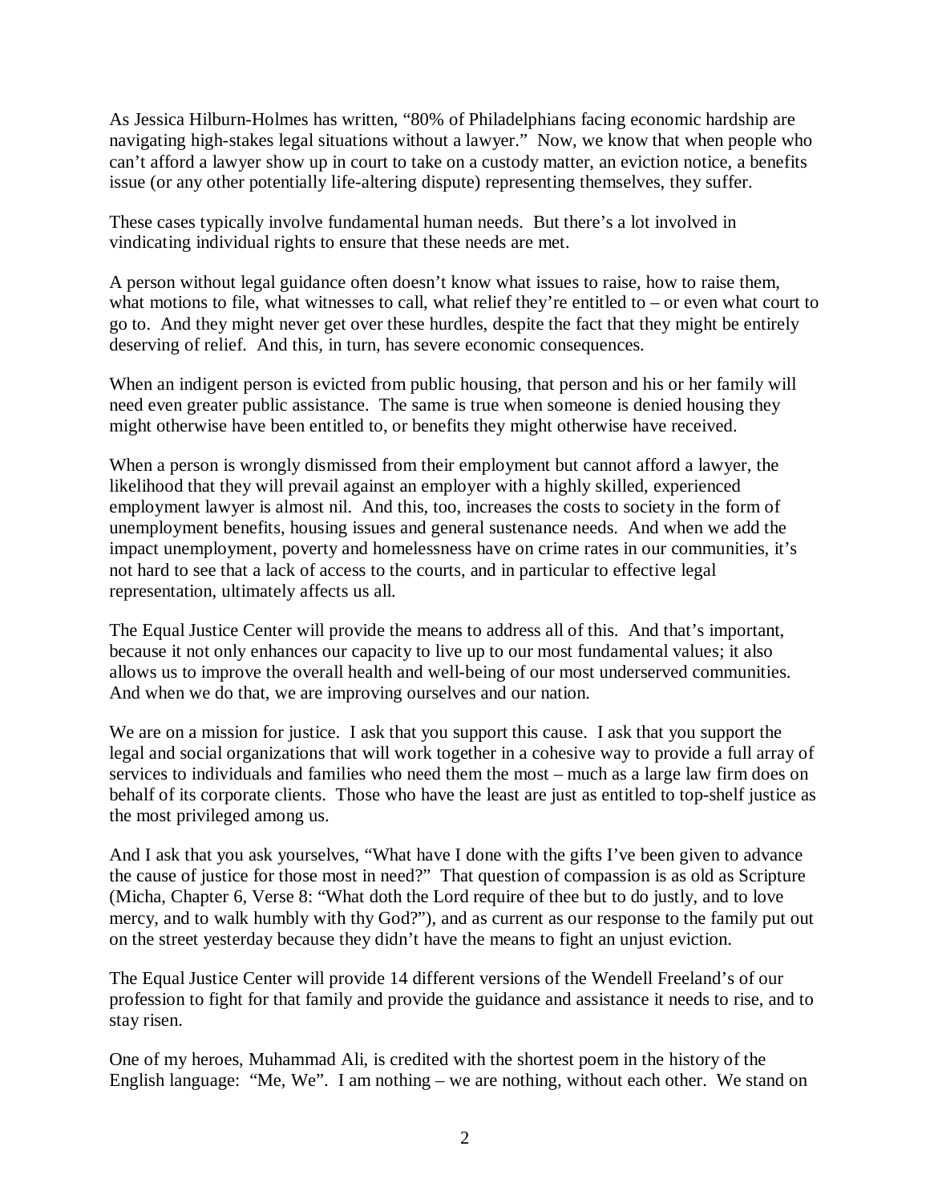As Jessica Hilburn-Holmes has written, "80% of Philadelphians facing economic hardship are navigating high-stakes legal situations without a lawyer." Now, we know that when people who can't afford a lawyer show up in court to take on a custody matter, an eviction notice, a benefits issue (or any other potentially life-altering dispute) representing themselves, they suffer.

These cases typically involve fundamental human needs. But there's a lot involved in vindicating individual rights to ensure that these needs are met.

A person without legal guidance often doesn't know what issues to raise, how to raise them, what motions to file, what witnesses to call, what relief they're entitled to – or even what court to go to. And they might never get over these hurdles, despite the fact that they might be entirely deserving of relief. And this, in turn, has severe economic consequences.

When an indigent person is evicted from public housing, that person and his or her family will need even greater public assistance. The same is true when someone is denied housing they might otherwise have been entitled to, or benefits they might otherwise have received.

When a person is wrongly dismissed from their employment but cannot afford a lawyer, the likelihood that they will prevail against an employer with a highly skilled, experienced employment lawyer is almost nil. And this, too, increases the costs to society in the form of unemployment benefits, housing issues and general sustenance needs. And when we add the impact unemployment, poverty and homelessness have on crime rates in our communities, it's not hard to see that a lack of access to the courts, and in particular to effective legal representation, ultimately affects us all.

The Equal Justice Center will provide the means to address all of this. And that's important, because it not only enhances our capacity to live up to our most fundamental values; it also allows us to improve the overall health and well-being of our most underserved communities. And when we do that, we are improving ourselves and our nation.

We are on a mission for justice. I ask that you support this cause. I ask that you support the legal and social organizations that will work together in a cohesive way to provide a full array of services to individuals and families who need them the most – much as a large law firm does on behalf of its corporate clients. Those who have the least are just as entitled to top-shelf justice as the most privileged among us.

And I ask that you ask yourselves, "What have I done with the gifts I've been given to advance the cause of justice for those most in need?" That question of compassion is as old as Scripture (Micha, Chapter 6, Verse 8: "What doth the Lord require of thee but to do justly, and to love mercy, and to walk humbly with thy God?"), and as current as our response to the family put out on the street yesterday because they didn't have the means to fight an unjust eviction.

The Equal Justice Center will provide 14 different versions of the Wendell Freeland's of our profession to fight for that family and provide the guidance and assistance it needs to rise, and to stay risen.

One of my heroes, Muhammad Ali, is credited with the shortest poem in the history of the English language: "Me, We". I am nothing – we are nothing, without each other. We stand on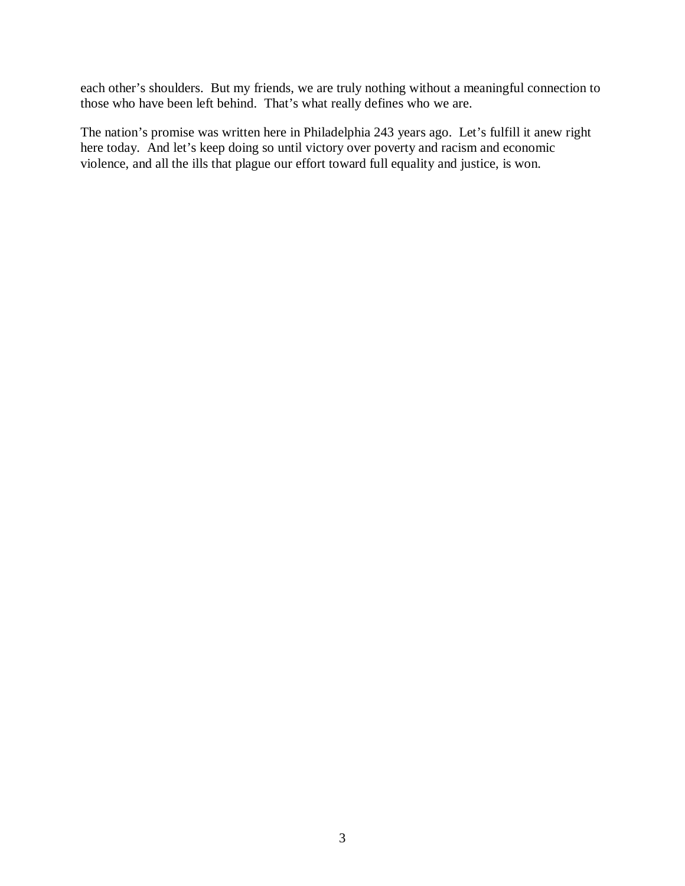each other's shoulders. But my friends, we are truly nothing without a meaningful connection to those who have been left behind. That's what really defines who we are.

The nation's promise was written here in Philadelphia 243 years ago. Let's fulfill it anew right here today. And let's keep doing so until victory over poverty and racism and economic violence, and all the ills that plague our effort toward full equality and justice, is won.